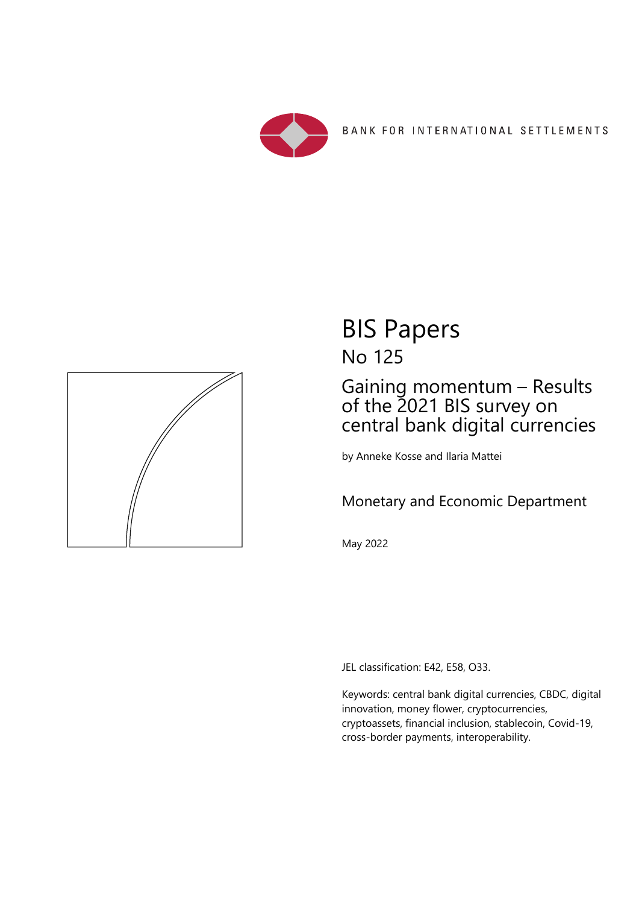BANK FOR INTERNATIONAL SETTLEMENTS

# BIS Papers

## No 125

## Gaining momentum – Results of the 2021 BIS survey on central bank digital currencies

by Anneke Kosse and Ilaria Mattei

Monetary and Economic Department

May 2022

JEL classification: E42, E58, O33.

Keywords: central bank digital currencies, CBDC, digital innovation, money flower, cryptocurrencies, cryptoassets, financial inclusion, stablecoin, Covid-19, cross-border payments, interoperability.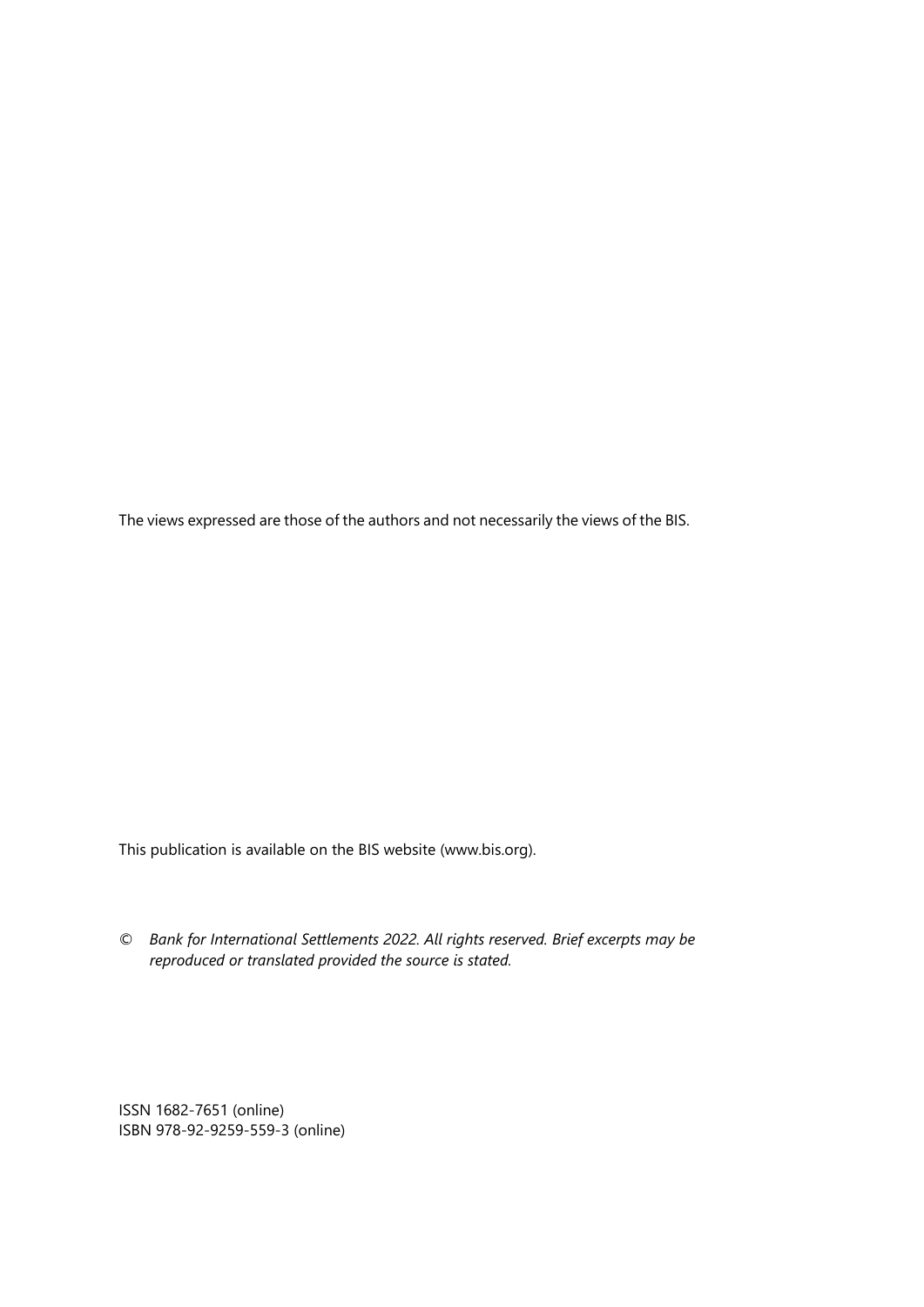The views expressed are those of the authors and not necessarily the views of the BIS.

This publication is available on the BIS website (www.bis.org).

© *Bank for International Settlements 2022. All rights reserved. Brief excerpts may be reproduced or translated provided the source is stated.*

ISSN 1682-7651 (online)
ISBN 978-92-9259-559-3 (online)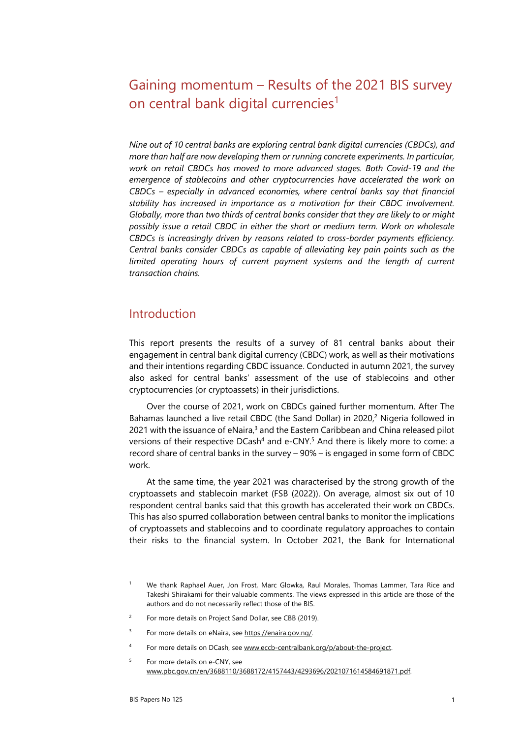# Gaining momentum – Results of the 2021 BIS survey on central bank digital currencies[1]

*Nine out of 10 central banks are exploring central bank digital currencies (CBDCs), and more than half are now developing them or running concrete experiments. In particular, work on retail CBDCs has moved to more advanced stages. Both Covid-19 and the emergence of stablecoins and other cryptocurrencies have accelerated the work on CBDCs – especially in advanced economies, where central banks say that financial stability has increased in importance as a motivation for their CBDC involvement. Globally, more than two thirds of central banks consider that they are likely to or might possibly issue a retail CBDC in either the short or medium term. Work on wholesale CBDCs is increasingly driven by reasons related to cross-border payments efficiency. Central banks consider CBDCs as capable of alleviating key pain points such as the limited operating hours of current payment systems and the length of current transaction chains.*

## Introduction

This report presents the results of a survey of 81 central banks about their engagement in central bank digital currency (CBDC) work, as well as their motivations and their intentions regarding CBDC issuance. Conducted in autumn 2021, the survey also asked for central banks' assessment of the use of stablecoins and other cryptocurrencies (or cryptoassets) in their jurisdictions.

Over the course of 2021, work on CBDCs gained further momentum. After The Bahamas launched a live retail CBDC (the Sand Dollar) in 2020,[2] Nigeria followed in 2021 with the issuance of eNaira,[3] and the Eastern Caribbean and China released pilot versions of their respective DCash[4] and e-CNY.[5] And there is likely more to come: a record share of central banks in the survey – 90% – is engaged in some form of CBDC work.

At the same time, the year 2021 was characterised by the strong growth of the cryptoassets and stablecoin market (FSB (2022)). On average, almost six out of 10 respondent central banks said that this growth has accelerated their work on CBDCs. This has also spurred collaboration between central banks to monitor the implications of cryptoassets and stablecoins and to coordinate regulatory approaches to contain their risks to the financial system. In October 2021, the Bank for International

[1] We thank Raphael Auer, Jon Frost, Marc Glowka, Raul Morales, Thomas Lammer, Tara Rice and Takeshi Shirakami for their valuable comments. The views expressed in this article are those of the authors and do not necessarily reflect those of the BIS.

[2] For more details on Project Sand Dollar, see CBB (2019).

[3] For more details on eNaira, see https://enaira.gov.ng/.

[4] For more details on DCash, see www.eccb-centralbank.org/p/about-the-project.

[5] For more details on e-CNY, see www.pbc.gov.cn/en/3688110/3688172/4157443/4293696/2021071614584691871.pdf.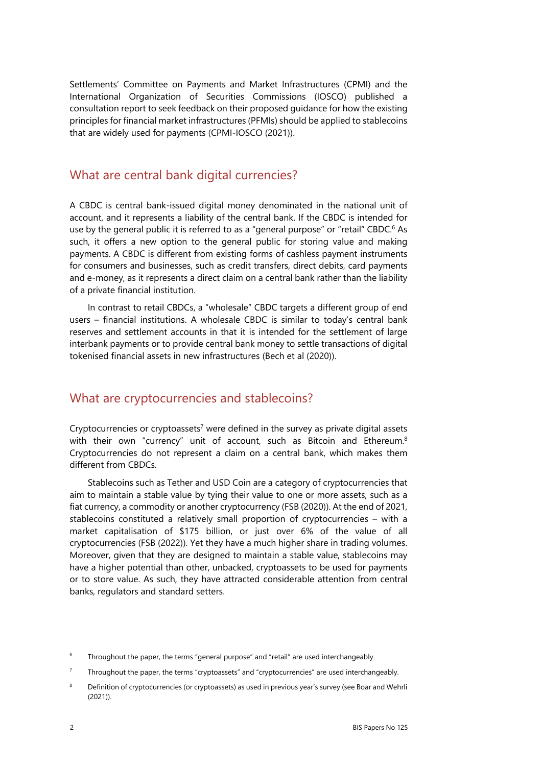Settlements' Committee on Payments and Market Infrastructures (CPMI) and the International Organization of Securities Commissions (IOSCO) published a consultation report to seek feedback on their proposed guidance for how the existing principles for financial market infrastructures (PFMIs) should be applied to stablecoins that are widely used for payments (CPMI-IOSCO (2021)).

## What are central bank digital currencies?

A CBDC is central bank-issued digital money denominated in the national unit of account, and it represents a liability of the central bank. If the CBDC is intended for use by the general public it is referred to as a "general purpose" or "retail" CBDC.[6] As such, it offers a new option to the general public for storing value and making payments. A CBDC is different from existing forms of cashless payment instruments for consumers and businesses, such as credit transfers, direct debits, card payments and e-money, as it represents a direct claim on a central bank rather than the liability of a private financial institution.

In contrast to retail CBDCs, a "wholesale" CBDC targets a different group of end users – financial institutions. A wholesale CBDC is similar to today's central bank reserves and settlement accounts in that it is intended for the settlement of large interbank payments or to provide central bank money to settle transactions of digital tokenised financial assets in new infrastructures (Bech et al (2020)).

## What are cryptocurrencies and stablecoins?

Cryptocurrencies or cryptoassets[7] were defined in the survey as private digital assets with their own "currency" unit of account, such as Bitcoin and Ethereum.[8] Cryptocurrencies do not represent a claim on a central bank, which makes them different from CBDCs.

Stablecoins such as Tether and USD Coin are a category of cryptocurrencies that aim to maintain a stable value by tying their value to one or more assets, such as a fiat currency, a commodity or another cryptocurrency (FSB (2020)). At the end of 2021, stablecoins constituted a relatively small proportion of cryptocurrencies – with a market capitalisation of $175 billion, or just over 6% of the value of all cryptocurrencies (FSB (2022)). Yet they have a much higher share in trading volumes. Moreover, given that they are designed to maintain a stable value, stablecoins may have a higher potential than other, unbacked, cryptoassets to be used for payments or to store value. As such, they have attracted considerable attention from central banks, regulators and standard setters.

[6] Throughout the paper, the terms "general purpose" and "retail" are used interchangeably.

[7] Throughout the paper, the terms "cryptoassets" and "cryptocurrencies" are used interchangeably.

[8] Definition of cryptocurrencies (or cryptoassets) as used in previous year's survey (see Boar and Wehrli (2021)).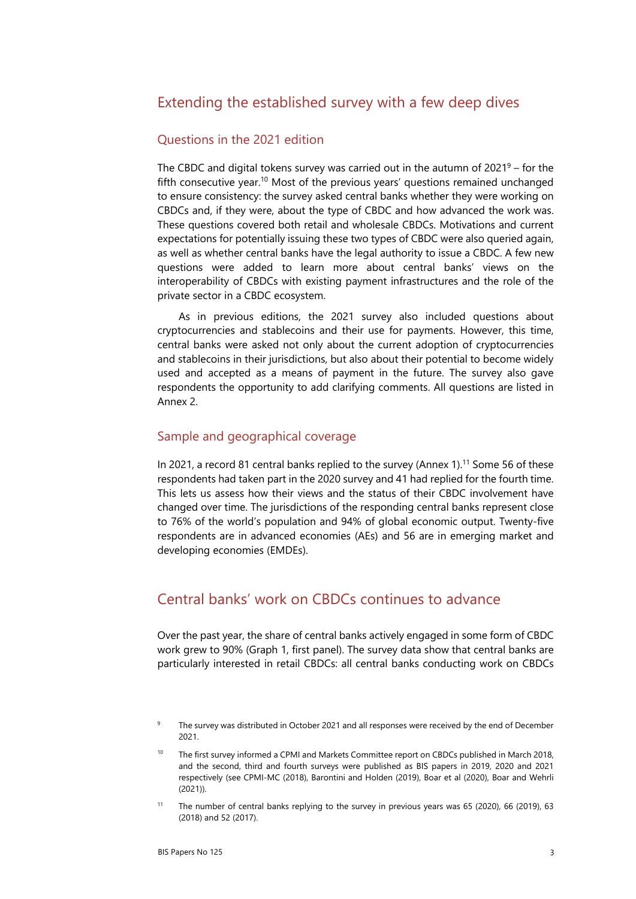## Extending the established survey with a few deep dives

### Questions in the 2021 edition

The CBDC and digital tokens survey was carried out in the autumn of 2021[9] – for the fifth consecutive year.[10] Most of the previous years' questions remained unchanged to ensure consistency: the survey asked central banks whether they were working on CBDCs and, if they were, about the type of CBDC and how advanced the work was. These questions covered both retail and wholesale CBDCs. Motivations and current expectations for potentially issuing these two types of CBDC were also queried again, as well as whether central banks have the legal authority to issue a CBDC. A few new questions were added to learn more about central banks' views on the interoperability of CBDCs with existing payment infrastructures and the role of the private sector in a CBDC ecosystem.

As in previous editions, the 2021 survey also included questions about cryptocurrencies and stablecoins and their use for payments. However, this time, central banks were asked not only about the current adoption of cryptocurrencies and stablecoins in their jurisdictions, but also about their potential to become widely used and accepted as a means of payment in the future. The survey also gave respondents the opportunity to add clarifying comments. All questions are listed in Annex 2.

### Sample and geographical coverage

In 2021, a record 81 central banks replied to the survey (Annex 1).[11] Some 56 of these respondents had taken part in the 2020 survey and 41 had replied for the fourth time. This lets us assess how their views and the status of their CBDC involvement have changed over time. The jurisdictions of the responding central banks represent close to 76% of the world's population and 94% of global economic output. Twenty-five respondents are in advanced economies (AEs) and 56 are in emerging market and developing economies (EMDEs).

## Central banks' work on CBDCs continues to advance

Over the past year, the share of central banks actively engaged in some form of CBDC work grew to 90% (Graph 1, first panel). The survey data show that central banks are particularly interested in retail CBDCs: all central banks conducting work on CBDCs

[9] The survey was distributed in October 2021 and all responses were received by the end of December 2021.

[10] The first survey informed a CPMI and Markets Committee report on CBDCs published in March 2018, and the second, third and fourth surveys were published as BIS papers in 2019, 2020 and 2021 respectively (see CPMI-MC (2018), Barontini and Holden (2019), Boar et al (2020), Boar and Wehrli (2021)).

[11] The number of central banks replying to the survey in previous years was 65 (2020), 66 (2019), 63 (2018) and 52 (2017).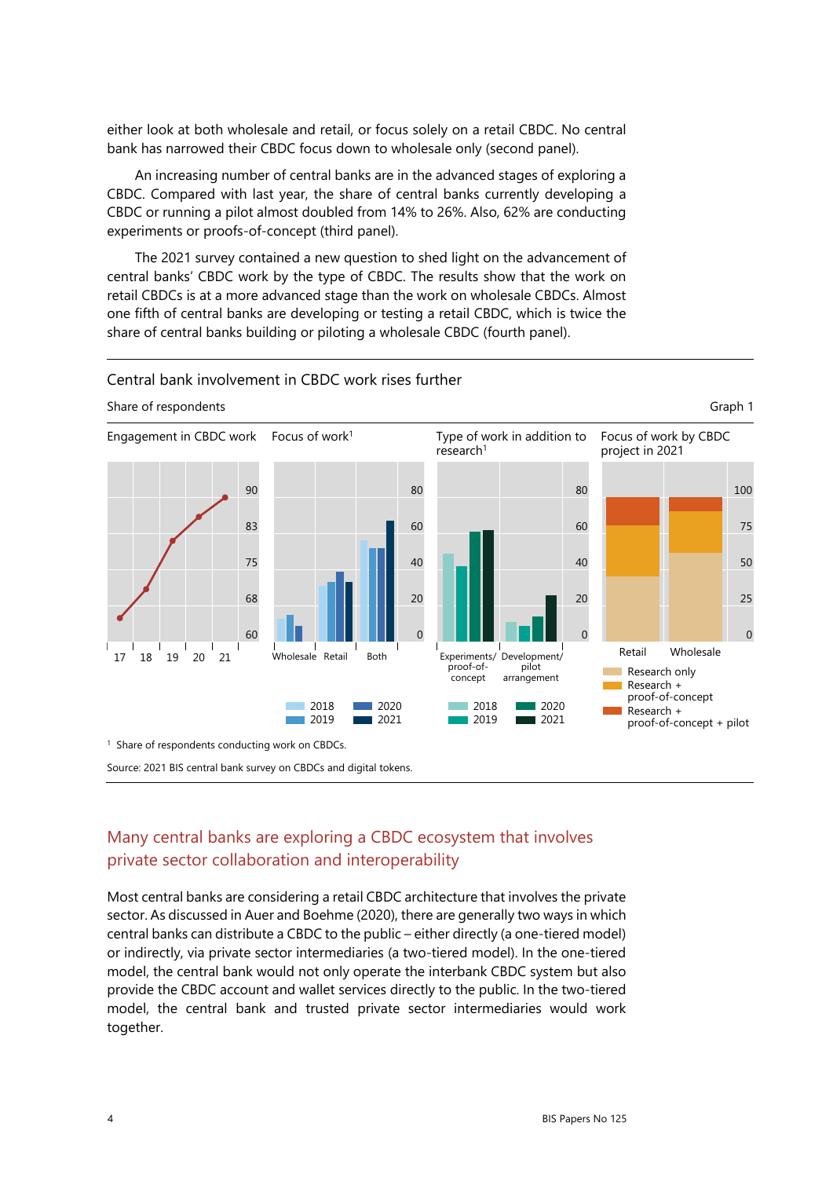either look at both wholesale and retail, or focus solely on a retail CBDC. No central bank has narrowed their CBDC focus down to wholesale only (second panel).

An increasing number of central banks are in the advanced stages of exploring a CBDC. Compared with last year, the share of central banks currently developing a CBDC or running a pilot almost doubled from 14% to 26%. Also, 62% are conducting experiments or proofs-of-concept (third panel).

The 2021 survey contained a new question to shed light on the advancement of central banks' CBDC work by the type of CBDC. The results show that the work on retail CBDCs is at a more advanced stage than the work on wholesale CBDCs. Almost one fifth of central banks are developing or testing a retail CBDC, which is twice the share of central banks building or piloting a wholesale CBDC (fourth panel).

Central bank involvement in CBDC work rises further

Share of respondents

Graph 1

Engagement in CBDC work | Focus of work[1] | Type of work in addition to research[1] | Focus of work by CBDC project in 2021

Wholesale, Retail, Both: 2018, 2019, 2020, 2021

Experiments/proof-of-concept, Development/pilot arrangement: 2018, 2019, 2020, 2021

Retail, Wholesale: Research only; Research + proof-of-concept; Research + proof-of-concept + pilot

[1] Share of respondents conducting work on CBDCs.

Source: 2021 BIS central bank survey on CBDCs and digital tokens.

## Many central banks are exploring a CBDC ecosystem that involves private sector collaboration and interoperability

Most central banks are considering a retail CBDC architecture that involves the private sector. As discussed in Auer and Boehme (2020), there are generally two ways in which central banks can distribute a CBDC to the public – either directly (a one-tiered model) or indirectly, via private sector intermediaries (a two-tiered model). In the one-tiered model, the central bank would not only operate the interbank CBDC system but also provide the CBDC account and wallet services directly to the public. In the two-tiered model, the central bank and trusted private sector intermediaries would work together.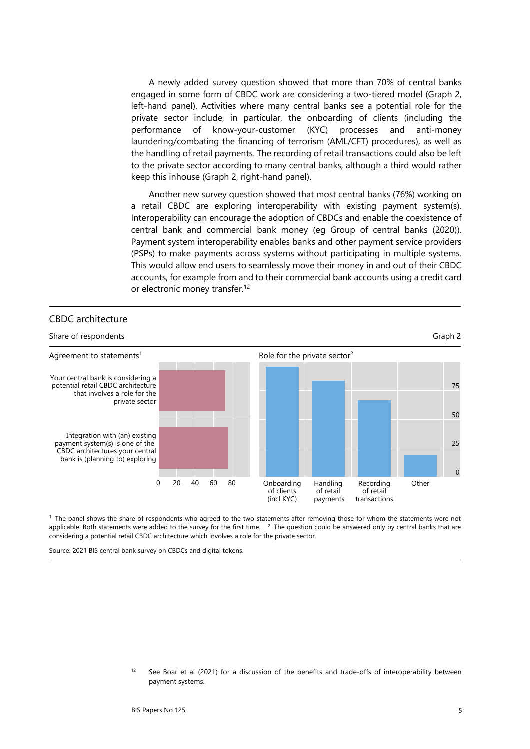A newly added survey question showed that more than 70% of central banks engaged in some form of CBDC work are considering a two-tiered model (Graph 2, left-hand panel). Activities where many central banks see a potential role for the private sector include, in particular, the onboarding of clients (including the performance of know-your-customer (KYC) processes and anti-money laundering/combating the financing of terrorism (AML/CFT) procedures), as well as the handling of retail payments. The recording of retail transactions could also be left to the private sector according to many central banks, although a third would rather keep this inhouse (Graph 2, right-hand panel).

Another new survey question showed that most central banks (76%) working on a retail CBDC are exploring interoperability with existing payment system(s). Interoperability can encourage the adoption of CBDCs and enable the coexistence of central bank and commercial bank money (eg Group of central banks (2020)). Payment system interoperability enables banks and other payment service providers (PSPs) to make payments across systems without participating in multiple systems. This would allow end users to seamlessly move their money in and out of their CBDC accounts, for example from and to their commercial bank accounts using a credit card or electronic money transfer.[12]

## CBDC architecture

Share of respondents — Graph 2

Agreement to statements[1]

- Your central bank is considering a potential retail CBDC architecture that involves a role for the private sector
- Integration with (an) existing payment system(s) is one of the CBDC architectures your central bank is (planning to) exploring

Axis: 0, 20, 40, 60, 80

Role for the private sector[2]

Categories: Onboarding of clients (incl KYC); Handling of retail payments; Recording of retail transactions; Other

Axis: 0, 25, 50, 75

[1] The panel shows the share of respondents who agreed to the two statements after removing those for whom the statements were not applicable. Both statements were added to the survey for the first time. [2] The question could be answered only by central banks that are considering a potential retail CBDC architecture which involves a role for the private sector.

Source: 2021 BIS central bank survey on CBDCs and digital tokens.

[12] See Boar et al (2021) for a discussion of the benefits and trade-offs of interoperability between payment systems.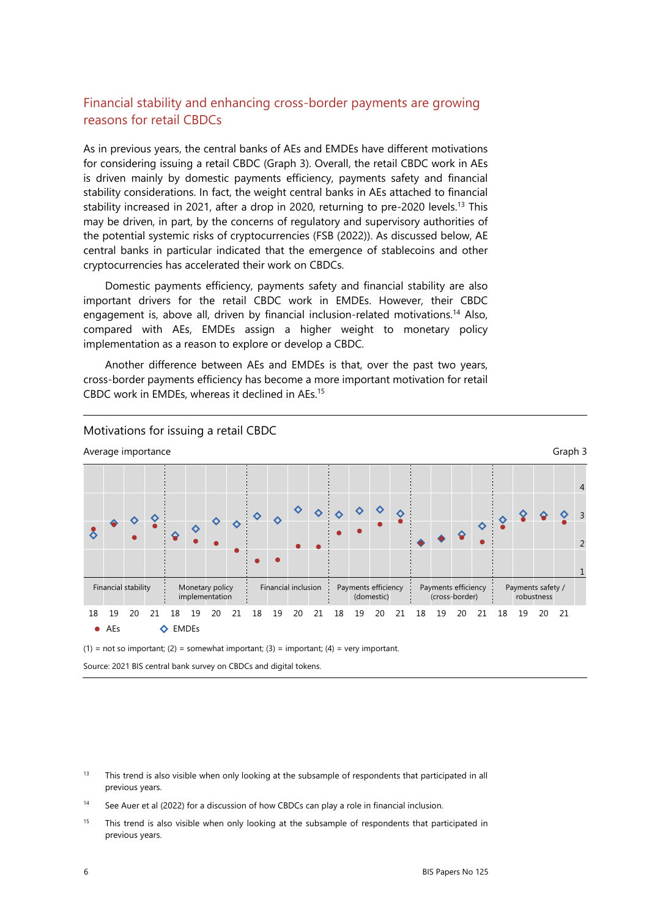## Financial stability and enhancing cross-border payments are growing reasons for retail CBDCs

As in previous years, the central banks of AEs and EMDEs have different motivations for considering issuing a retail CBDC (Graph 3). Overall, the retail CBDC work in AEs is driven mainly by domestic payments efficiency, payments safety and financial stability considerations. In fact, the weight central banks in AEs attached to financial stability increased in 2021, after a drop in 2020, returning to pre-2020 levels.[13] This may be driven, in part, by the concerns of regulatory and supervisory authorities of the potential systemic risks of cryptocurrencies (FSB (2022)). As discussed below, AE central banks in particular indicated that the emergence of stablecoins and other cryptocurrencies has accelerated their work on CBDCs.

Domestic payments efficiency, payments safety and financial stability are also important drivers for the retail CBDC work in EMDEs. However, their CBDC engagement is, above all, driven by financial inclusion-related motivations.[14] Also, compared with AEs, EMDEs assign a higher weight to monetary policy implementation as a reason to explore or develop a CBDC.

Another difference between AEs and EMDEs is that, over the past two years, cross-border payments efficiency has become a more important motivation for retail CBDC work in EMDEs, whereas it declined in AEs.[15]

Motivations for issuing a retail CBDC

Average importance

Graph 3

Categories: Financial stability; Monetary policy implementation; Financial inclusion; Payments efficiency (domestic); Payments efficiency (cross-border); Payments safety / robustness. Years: 18, 19, 20, 21. Series: AEs; EMDEs. Scale: 1–4.

(1) = not so important; (2) = somewhat important; (3) = important; (4) = very important.

Source: 2021 BIS central bank survey on CBDCs and digital tokens.

[13] This trend is also visible when only looking at the subsample of respondents that participated in all previous years.

[14] See Auer et al (2022) for a discussion of how CBDCs can play a role in financial inclusion.

[15] This trend is also visible when only looking at the subsample of respondents that participated in previous years.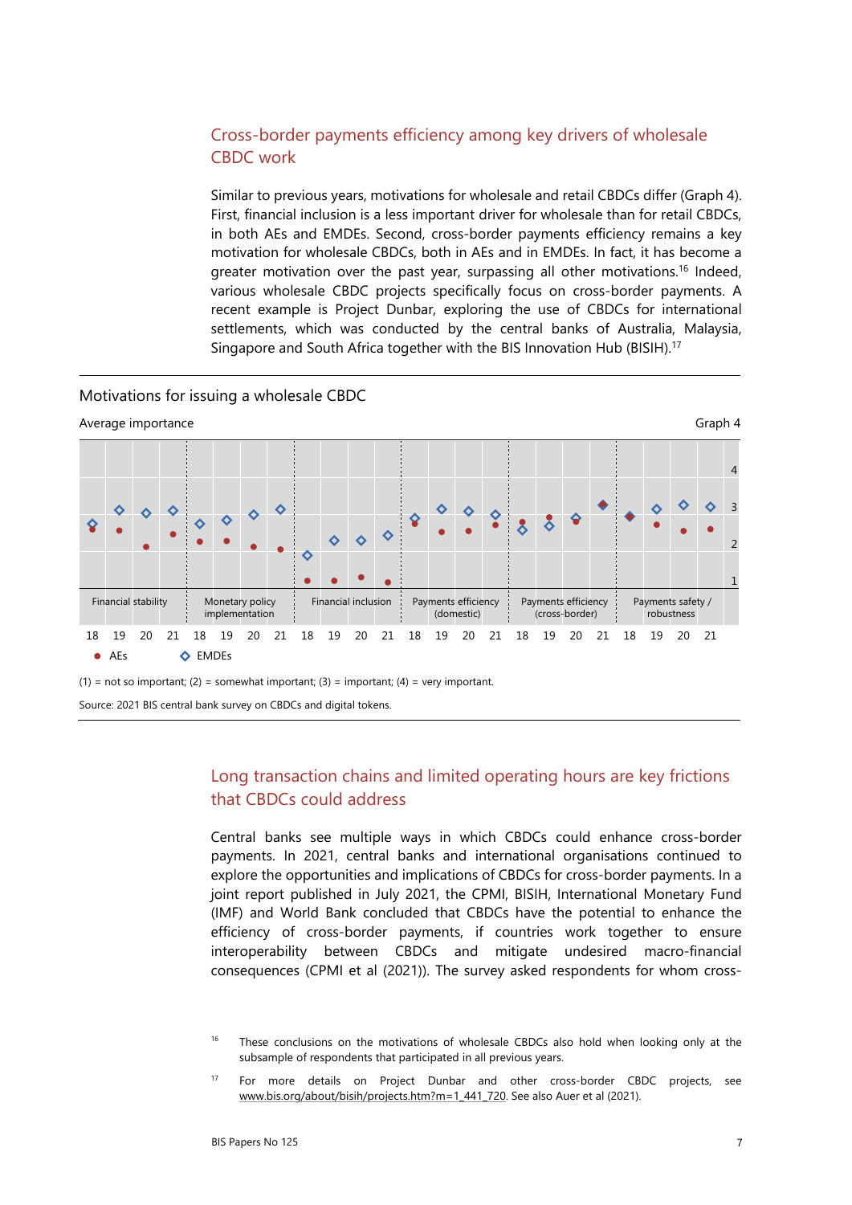## Cross-border payments efficiency among key drivers of wholesale CBDC work

Similar to previous years, motivations for wholesale and retail CBDCs differ (Graph 4). First, financial inclusion is a less important driver for wholesale than for retail CBDCs, in both AEs and EMDEs. Second, cross-border payments efficiency remains a key motivation for wholesale CBDCs, both in AEs and in EMDEs. In fact, it has become a greater motivation over the past year, surpassing all other motivations.[16] Indeed, various wholesale CBDC projects specifically focus on cross-border payments. A recent example is Project Dunbar, exploring the use of CBDCs for international settlements, which was conducted by the central banks of Australia, Malaysia, Singapore and South Africa together with the BIS Innovation Hub (BISIH).[17]

Motivations for issuing a wholesale CBDC

Average importance

Graph 4

Categories: Financial stability; Monetary policy implementation; Financial inclusion; Payments efficiency (domestic); Payments efficiency (cross-border); Payments safety / robustness — each for years 18, 19, 20, 21.

● AEs ◇ EMDEs

(1) = not so important; (2) = somewhat important; (3) = important; (4) = very important.

Source: 2021 BIS central bank survey on CBDCs and digital tokens.

## Long transaction chains and limited operating hours are key frictions that CBDCs could address

Central banks see multiple ways in which CBDCs could enhance cross-border payments. In 2021, central banks and international organisations continued to explore the opportunities and implications of CBDCs for cross-border payments. In a joint report published in July 2021, the CPMI, BISIH, International Monetary Fund (IMF) and World Bank concluded that CBDCs have the potential to enhance the efficiency of cross-border payments, if countries work together to ensure interoperability between CBDCs and mitigate undesired macro-financial consequences (CPMI et al (2021)). The survey asked respondents for whom cross-

[16] These conclusions on the motivations of wholesale CBDCs also hold when looking only at the subsample of respondents that participated in all previous years.

[17] For more details on Project Dunbar and other cross-border CBDC projects, see www.bis.org/about/bisih/projects.htm?m=1_441_720. See also Auer et al (2021).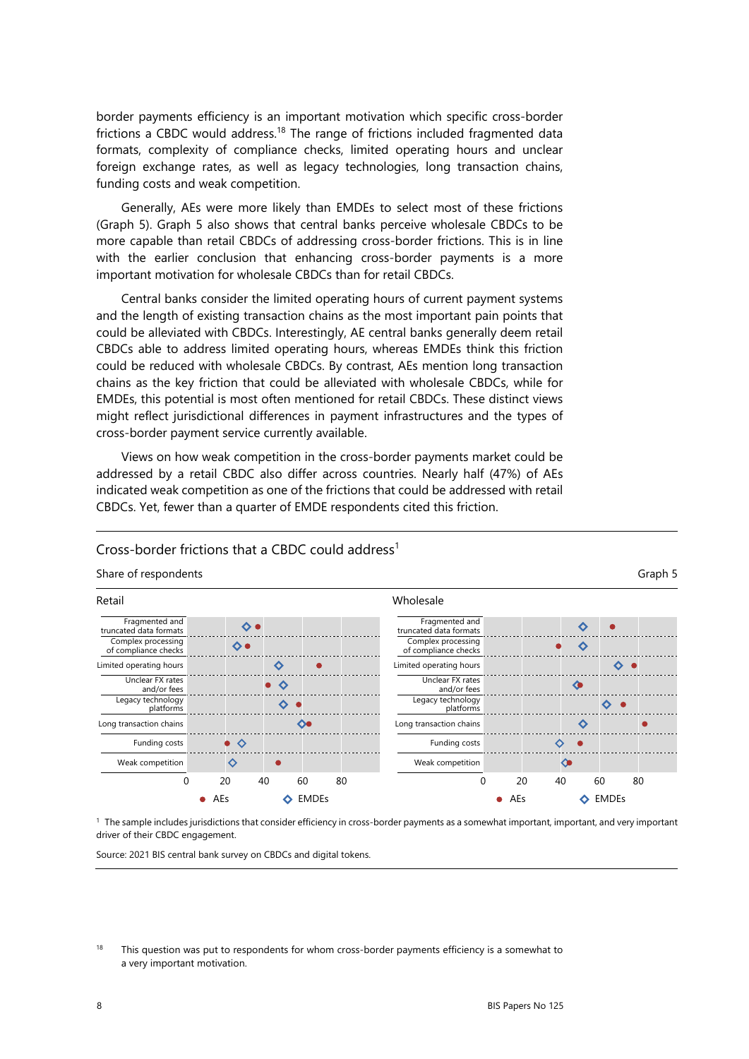border payments efficiency is an important motivation which specific cross-border frictions a CBDC would address.[18] The range of frictions included fragmented data formats, complexity of compliance checks, limited operating hours and unclear foreign exchange rates, as well as legacy technologies, long transaction chains, funding costs and weak competition.

Generally, AEs were more likely than EMDEs to select most of these frictions (Graph 5). Graph 5 also shows that central banks perceive wholesale CBDCs to be more capable than retail CBDCs of addressing cross-border frictions. This is in line with the earlier conclusion that enhancing cross-border payments is a more important motivation for wholesale CBDCs than for retail CBDCs.

Central banks consider the limited operating hours of current payment systems and the length of existing transaction chains as the most important pain points that could be alleviated with CBDCs. Interestingly, AE central banks generally deem retail CBDCs able to address limited operating hours, whereas EMDEs think this friction could be reduced with wholesale CBDCs. By contrast, AEs mention long transaction chains as the key friction that could be alleviated with wholesale CBDCs, while for EMDEs, this potential is most often mentioned for retail CBDCs. These distinct views might reflect jurisdictional differences in payment infrastructures and the types of cross-border payment service currently available.

Views on how weak competition in the cross-border payments market could be addressed by a retail CBDC also differ across countries. Nearly half (47%) of AEs indicated weak competition as one of the frictions that could be addressed with retail CBDCs. Yet, fewer than a quarter of EMDE respondents cited this friction.

Cross-border frictions that a CBDC could address[1]

Share of respondents

Graph 5

Retail

| Friction | AEs | EMDEs |
|---|---|---|
| Fragmented and truncated data formats | 37 | 31 |
| Complex processing of compliance checks | 32 | 26 |
| Limited operating hours | 68 | 48 |
| Unclear FX rates and/or fees | 42 | 50 |
| Legacy technology platforms | 58 | 50 |
| Long transaction chains | 63 | 60 |
| Funding costs | 21 | 29 |
| Weak competition | 47 | 24 |

Wholesale

| Friction | AEs | EMDEs |
|---|---|---|
| Fragmented and truncated data formats | 67 | 52 |
| Complex processing of compliance checks | 39 | 52 |
| Limited operating hours | 78 | 70 |
| Unclear FX rates and/or fees | 50 | 48 |
| Legacy technology platforms | 72 | 64 |
| Long transaction chains | 83 | 52 |
| Funding costs | 50 | 40 |
| Weak competition | 44 | 43 |

[1] The sample includes jurisdictions that consider efficiency in cross-border payments as a somewhat important, important, and very important driver of their CBDC engagement.

Source: 2021 BIS central bank survey on CBDCs and digital tokens.

[18] This question was put to respondents for whom cross-border payments efficiency is a somewhat to a very important motivation.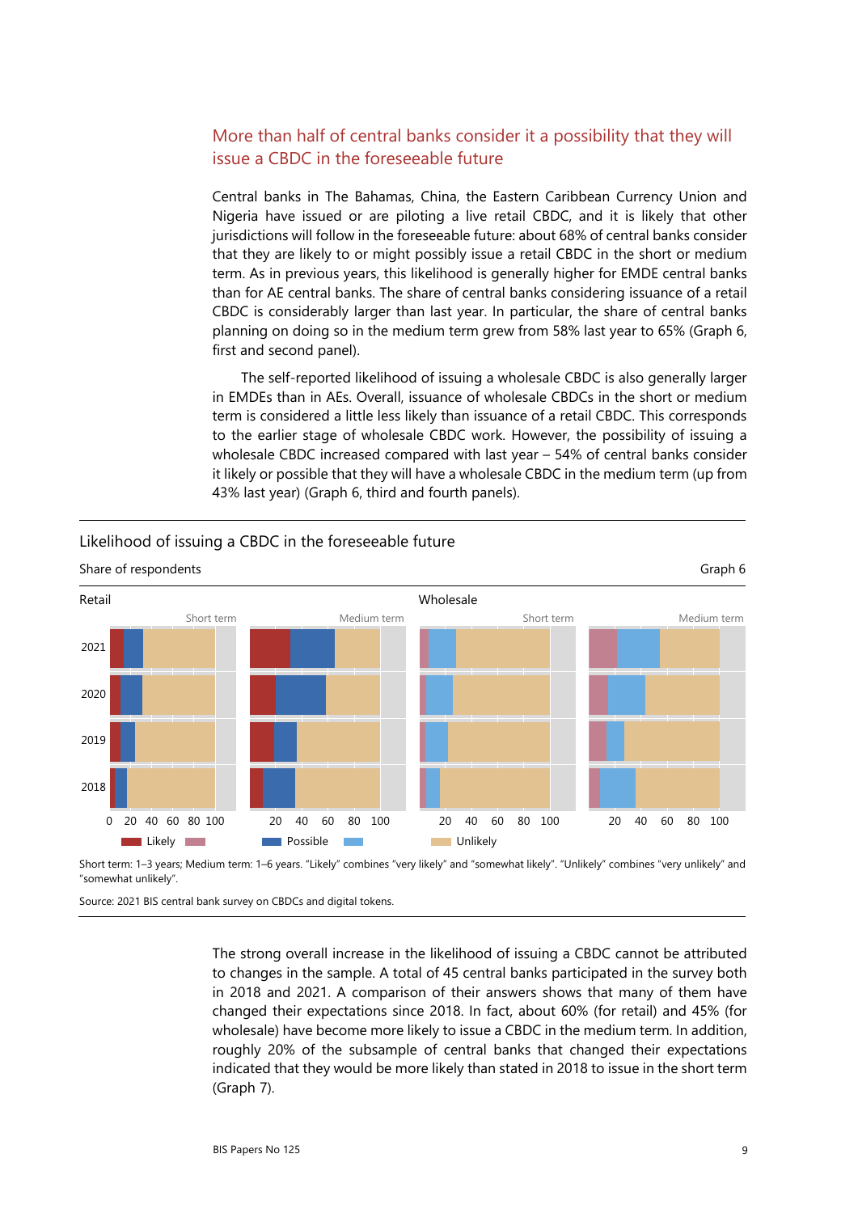## More than half of central banks consider it a possibility that they will issue a CBDC in the foreseeable future

Central banks in The Bahamas, China, the Eastern Caribbean Currency Union and Nigeria have issued or are piloting a live retail CBDC, and it is likely that other jurisdictions will follow in the foreseeable future: about 68% of central banks consider that they are likely to or might possibly issue a retail CBDC in the short or medium term. As in previous years, this likelihood is generally higher for EMDE central banks than for AE central banks. The share of central banks considering issuance of a retail CBDC is considerably larger than last year. In particular, the share of central banks planning on doing so in the medium term grew from 58% last year to 65% (Graph 6, first and second panel).

The self-reported likelihood of issuing a wholesale CBDC is also generally larger in EMDEs than in AEs. Overall, issuance of wholesale CBDCs in the short or medium term is considered a little less likely than issuance of a retail CBDC. This corresponds to the earlier stage of wholesale CBDC work. However, the possibility of issuing a wholesale CBDC increased compared with last year – 54% of central banks consider it likely or possible that they will have a wholesale CBDC in the medium term (up from 43% last year) (Graph 6, third and fourth panels).

Likelihood of issuing a CBDC in the foreseeable future

Share of respondents

Graph 6

Retail: Short term; Medium term. Wholesale: Short term; Medium term. Years: 2021, 2020, 2019, 2018. Axis: 0, 20, 40, 60, 80, 100. Legend: Likely; Possible; Unlikely.

Short term: 1–3 years; Medium term: 1–6 years. "Likely" combines "very likely" and "somewhat likely". "Unlikely" combines "very unlikely" and "somewhat unlikely".

Source: 2021 BIS central bank survey on CBDCs and digital tokens.

The strong overall increase in the likelihood of issuing a CBDC cannot be attributed to changes in the sample. A total of 45 central banks participated in the survey both in 2018 and 2021. A comparison of their answers shows that many of them have changed their expectations since 2018. In fact, about 60% (for retail) and 45% (for wholesale) have become more likely to issue a CBDC in the medium term. In addition, roughly 20% of the subsample of central banks that changed their expectations indicated that they would be more likely than stated in 2018 to issue in the short term (Graph 7).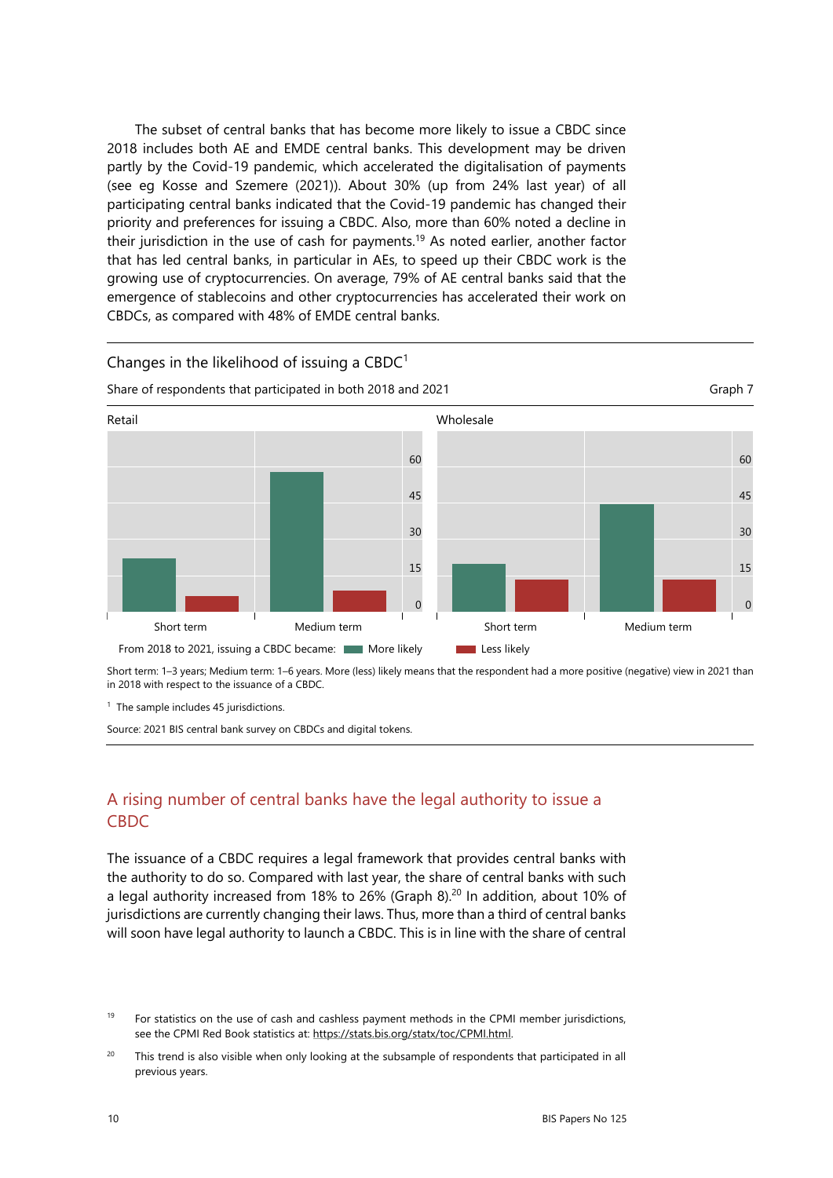The subset of central banks that has become more likely to issue a CBDC since 2018 includes both AE and EMDE central banks. This development may be driven partly by the Covid-19 pandemic, which accelerated the digitalisation of payments (see eg Kosse and Szemere (2021)). About 30% (up from 24% last year) of all participating central banks indicated that the Covid-19 pandemic has changed their priority and preferences for issuing a CBDC. Also, more than 60% noted a decline in their jurisdiction in the use of cash for payments.[19] As noted earlier, another factor that has led central banks, in particular in AEs, to speed up their CBDC work is the growing use of cryptocurrencies. On average, 79% of AE central banks said that the emergence of stablecoins and other cryptocurrencies has accelerated their work on CBDCs, as compared with 48% of EMDE central banks.

Changes in the likelihood of issuing a CBDC[1]

Share of respondents that participated in both 2018 and 2021 — Graph 7

Retail | Wholesale

From 2018 to 2021, issuing a CBDC became: More likely | Less likely

Short term: 1–3 years; Medium term: 1–6 years. More (less) likely means that the respondent had a more positive (negative) view in 2021 than in 2018 with respect to the issuance of a CBDC.

[1] The sample includes 45 jurisdictions.

Source: 2021 BIS central bank survey on CBDCs and digital tokens.

## A rising number of central banks have the legal authority to issue a CBDC

The issuance of a CBDC requires a legal framework that provides central banks with the authority to do so. Compared with last year, the share of central banks with such a legal authority increased from 18% to 26% (Graph 8).[20] In addition, about 10% of jurisdictions are currently changing their laws. Thus, more than a third of central banks will soon have legal authority to launch a CBDC. This is in line with the share of central

[19] For statistics on the use of cash and cashless payment methods in the CPMI member jurisdictions, see the CPMI Red Book statistics at: https://stats.bis.org/statx/toc/CPMI.html.

[20] This trend is also visible when only looking at the subsample of respondents that participated in all previous years.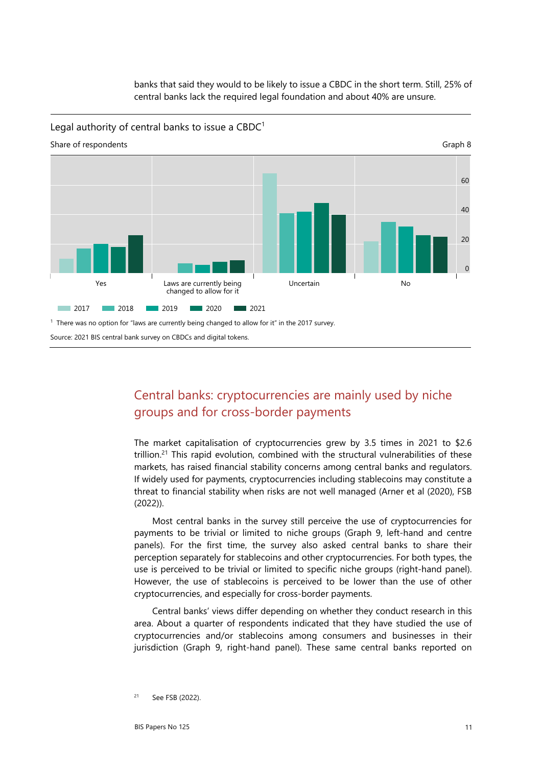banks that said they would to be likely to issue a CBDC in the short term. Still, 25% of central banks lack the required legal foundation and about 40% are unsure.

Legal authority of central banks to issue a CBDC[1]

Share of respondents

Graph 8

[1] There was no option for "laws are currently being changed to allow for it" in the 2017 survey.

Source: 2021 BIS central bank survey on CBDCs and digital tokens.

## Central banks: cryptocurrencies are mainly used by niche groups and for cross-border payments

The market capitalisation of cryptocurrencies grew by 3.5 times in 2021 to $2.6 trillion.[21] This rapid evolution, combined with the structural vulnerabilities of these markets, has raised financial stability concerns among central banks and regulators. If widely used for payments, cryptocurrencies including stablecoins may constitute a threat to financial stability when risks are not well managed (Arner et al (2020), FSB (2022)).

Most central banks in the survey still perceive the use of cryptocurrencies for payments to be trivial or limited to niche groups (Graph 9, left-hand and centre panels). For the first time, the survey also asked central banks to share their perception separately for stablecoins and other cryptocurrencies. For both types, the use is perceived to be trivial or limited to specific niche groups (right-hand panel). However, the use of stablecoins is perceived to be lower than the use of other cryptocurrencies, and especially for cross-border payments.

Central banks' views differ depending on whether they conduct research in this area. About a quarter of respondents indicated that they have studied the use of cryptocurrencies and/or stablecoins among consumers and businesses in their jurisdiction (Graph 9, right-hand panel). These same central banks reported on

[21] See FSB (2022).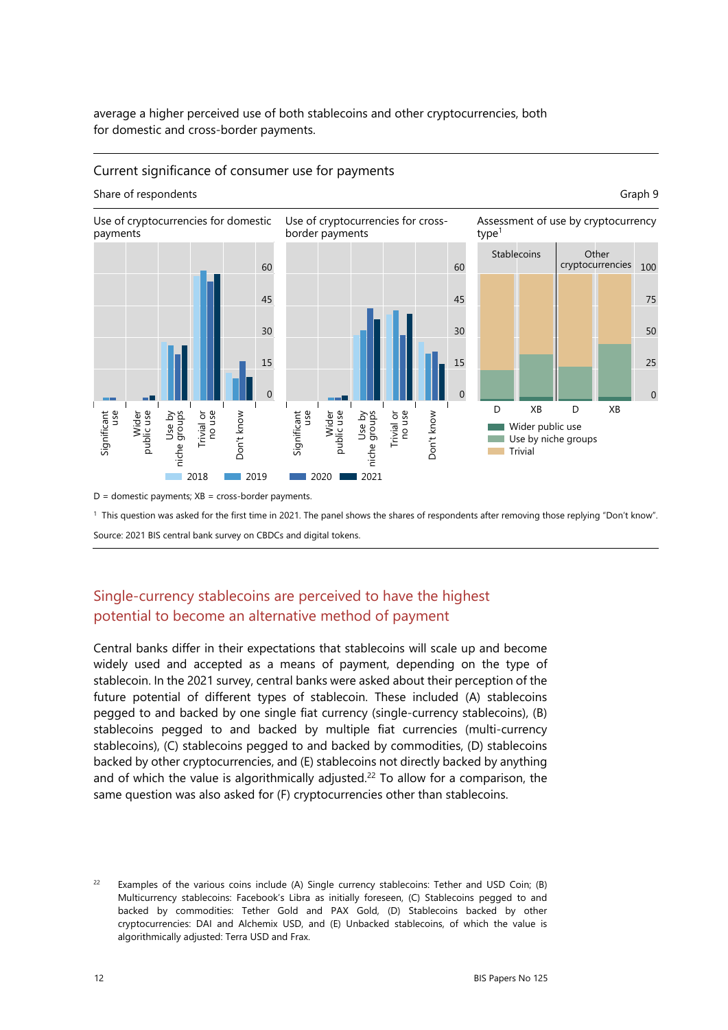average a higher perceived use of both stablecoins and other cryptocurrencies, both for domestic and cross-border payments.

Current significance of consumer use for payments

Share of respondents

Graph 9

Use of cryptocurrencies for domestic payments

Use of cryptocurrencies for cross-border payments

Assessment of use by cryptocurrency type[1]

D = domestic payments; XB = cross-border payments.

[1] This question was asked for the first time in 2021. The panel shows the shares of respondents after removing those replying "Don't know".

Source: 2021 BIS central bank survey on CBDCs and digital tokens.

## Single-currency stablecoins are perceived to have the highest potential to become an alternative method of payment

Central banks differ in their expectations that stablecoins will scale up and become widely used and accepted as a means of payment, depending on the type of stablecoin. In the 2021 survey, central banks were asked about their perception of the future potential of different types of stablecoin. These included (A) stablecoins pegged to and backed by one single fiat currency (single-currency stablecoins), (B) stablecoins pegged to and backed by multiple fiat currencies (multi-currency stablecoins), (C) stablecoins pegged to and backed by commodities, (D) stablecoins backed by other cryptocurrencies, and (E) stablecoins not directly backed by anything and of which the value is algorithmically adjusted.[22] To allow for a comparison, the same question was also asked for (F) cryptocurrencies other than stablecoins.

[22] Examples of the various coins include (A) Single currency stablecoins: Tether and USD Coin; (B) Multicurrency stablecoins: Facebook's Libra as initially foreseen, (C) Stablecoins pegged to and backed by commodities: Tether Gold and PAX Gold, (D) Stablecoins backed by other cryptocurrencies: DAI and Alchemix USD, and (E) Unbacked stablecoins, of which the value is algorithmically adjusted: Terra USD and Frax.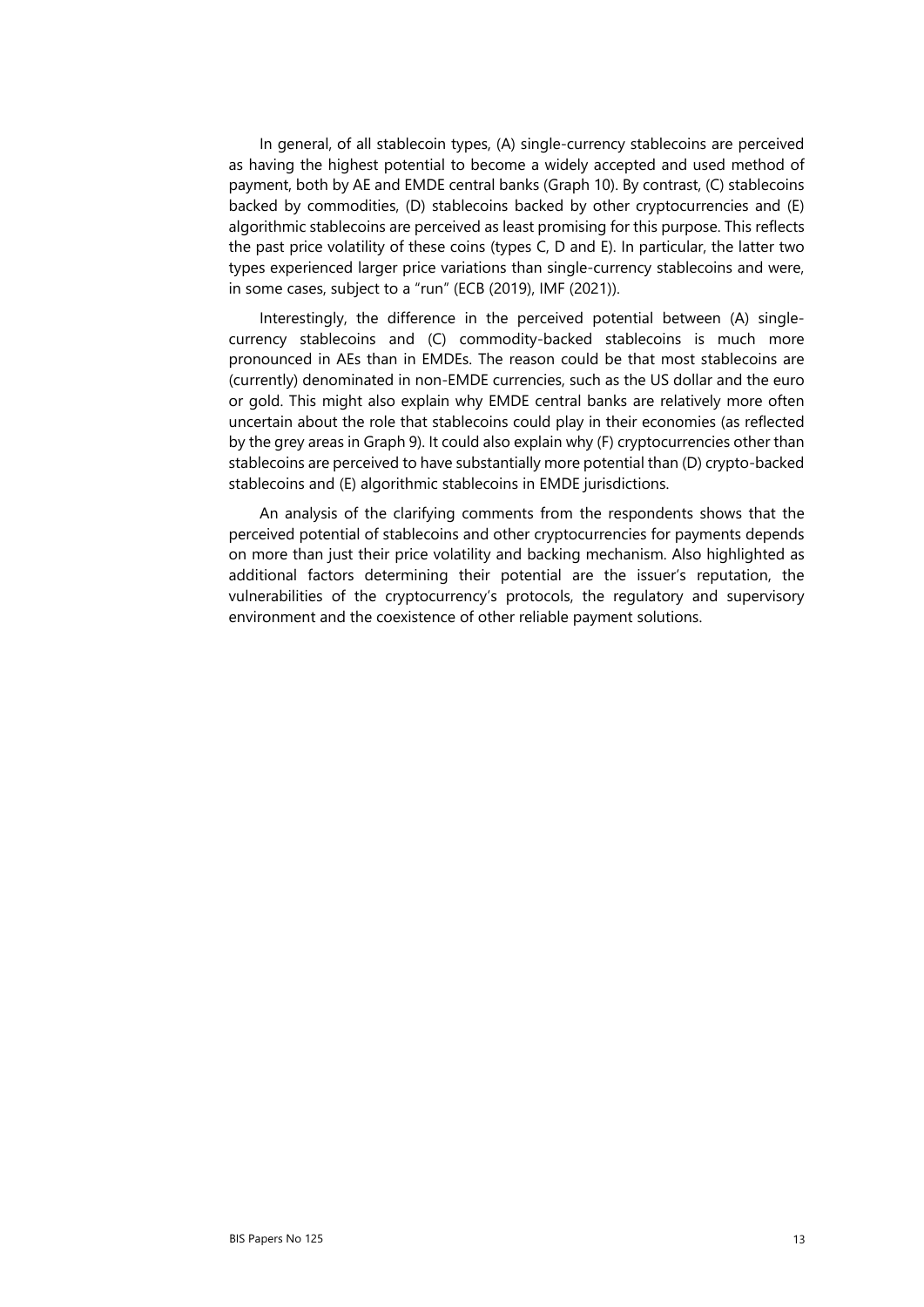In general, of all stablecoin types, (A) single-currency stablecoins are perceived as having the highest potential to become a widely accepted and used method of payment, both by AE and EMDE central banks (Graph 10). By contrast, (C) stablecoins backed by commodities, (D) stablecoins backed by other cryptocurrencies and (E) algorithmic stablecoins are perceived as least promising for this purpose. This reflects the past price volatility of these coins (types C, D and E). In particular, the latter two types experienced larger price variations than single-currency stablecoins and were, in some cases, subject to a "run" (ECB (2019), IMF (2021)).

Interestingly, the difference in the perceived potential between (A) single-currency stablecoins and (C) commodity-backed stablecoins is much more pronounced in AEs than in EMDEs. The reason could be that most stablecoins are (currently) denominated in non-EMDE currencies, such as the US dollar and the euro or gold. This might also explain why EMDE central banks are relatively more often uncertain about the role that stablecoins could play in their economies (as reflected by the grey areas in Graph 9). It could also explain why (F) cryptocurrencies other than stablecoins are perceived to have substantially more potential than (D) crypto-backed stablecoins and (E) algorithmic stablecoins in EMDE jurisdictions.

An analysis of the clarifying comments from the respondents shows that the perceived potential of stablecoins and other cryptocurrencies for payments depends on more than just their price volatility and backing mechanism. Also highlighted as additional factors determining their potential are the issuer's reputation, the vulnerabilities of the cryptocurrency's protocols, the regulatory and supervisory environment and the coexistence of other reliable payment solutions.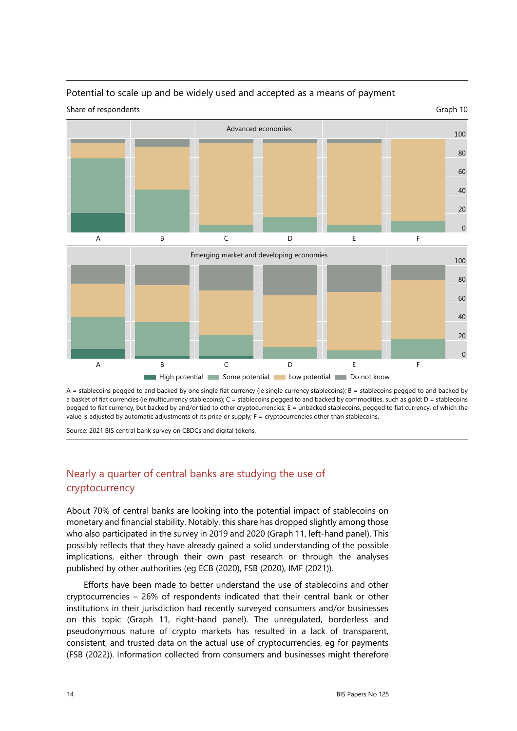Potential to scale up and be widely used and accepted as a means of payment

Share of respondents

Graph 10

A = stablecoins pegged to and backed by one single fiat currency (ie single currency stablecoins); B = stablecoins pegged to and backed by a basket of fiat currencies (ie multicurrency stablecoins); C = stablecoins pegged to and backed by commodities, such as gold; D = stablecoins pegged to fiat currency, but backed by and/or tied to other cryptocurrencies; E = unbacked stablecoins, pegged to fiat currency, of which the value is adjusted by automatic adjustments of its price or supply; F = cryptocurrencies other than stablecoins.

Source: 2021 BIS central bank survey on CBDCs and digital tokens.

## Nearly a quarter of central banks are studying the use of cryptocurrency

About 70% of central banks are looking into the potential impact of stablecoins on monetary and financial stability. Notably, this share has dropped slightly among those who also participated in the survey in 2019 and 2020 (Graph 11, left-hand panel). This possibly reflects that they have already gained a solid understanding of the possible implications, either through their own past research or through the analyses published by other authorities (eg ECB (2020), FSB (2020), IMF (2021)).

Efforts have been made to better understand the use of stablecoins and other cryptocurrencies – 26% of respondents indicated that their central bank or other institutions in their jurisdiction had recently surveyed consumers and/or businesses on this topic (Graph 11, right-hand panel). The unregulated, borderless and pseudonymous nature of crypto markets has resulted in a lack of transparent, consistent, and trusted data on the actual use of cryptocurrencies, eg for payments (FSB (2022)). Information collected from consumers and businesses might therefore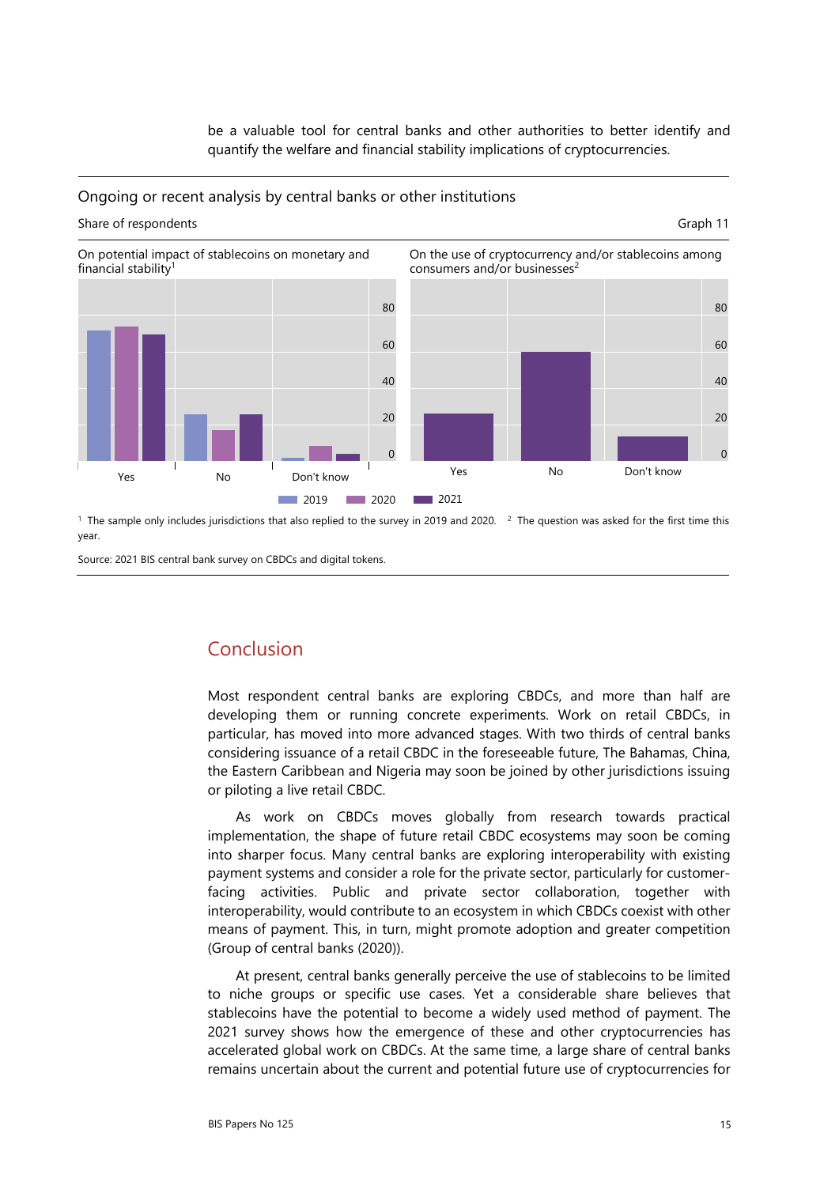be a valuable tool for central banks and other authorities to better identify and quantify the welfare and financial stability implications of cryptocurrencies.

Ongoing or recent analysis by central banks or other institutions

Share of respondents

Graph 11

On potential impact of stablecoins on monetary and financial stability[1]

On the use of cryptocurrency and/or stablecoins among consumers and/or businesses[2]

2019 2020 2021

[1] The sample only includes jurisdictions that also replied to the survey in 2019 and 2020. [2] The question was asked for the first time this year.

Source: 2021 BIS central bank survey on CBDCs and digital tokens.

## Conclusion

Most respondent central banks are exploring CBDCs, and more than half are developing them or running concrete experiments. Work on retail CBDCs, in particular, has moved into more advanced stages. With two thirds of central banks considering issuance of a retail CBDC in the foreseeable future, The Bahamas, China, the Eastern Caribbean and Nigeria may soon be joined by other jurisdictions issuing or piloting a live retail CBDC.

As work on CBDCs moves globally from research towards practical implementation, the shape of future retail CBDC ecosystems may soon be coming into sharper focus. Many central banks are exploring interoperability with existing payment systems and consider a role for the private sector, particularly for customer-facing activities. Public and private sector collaboration, together with interoperability, would contribute to an ecosystem in which CBDCs coexist with other means of payment. This, in turn, might promote adoption and greater competition (Group of central banks (2020)).

At present, central banks generally perceive the use of stablecoins to be limited to niche groups or specific use cases. Yet a considerable share believes that stablecoins have the potential to become a widely used method of payment. The 2021 survey shows how the emergence of these and other cryptocurrencies has accelerated global work on CBDCs. At the same time, a large share of central banks remains uncertain about the current and potential future use of cryptocurrencies for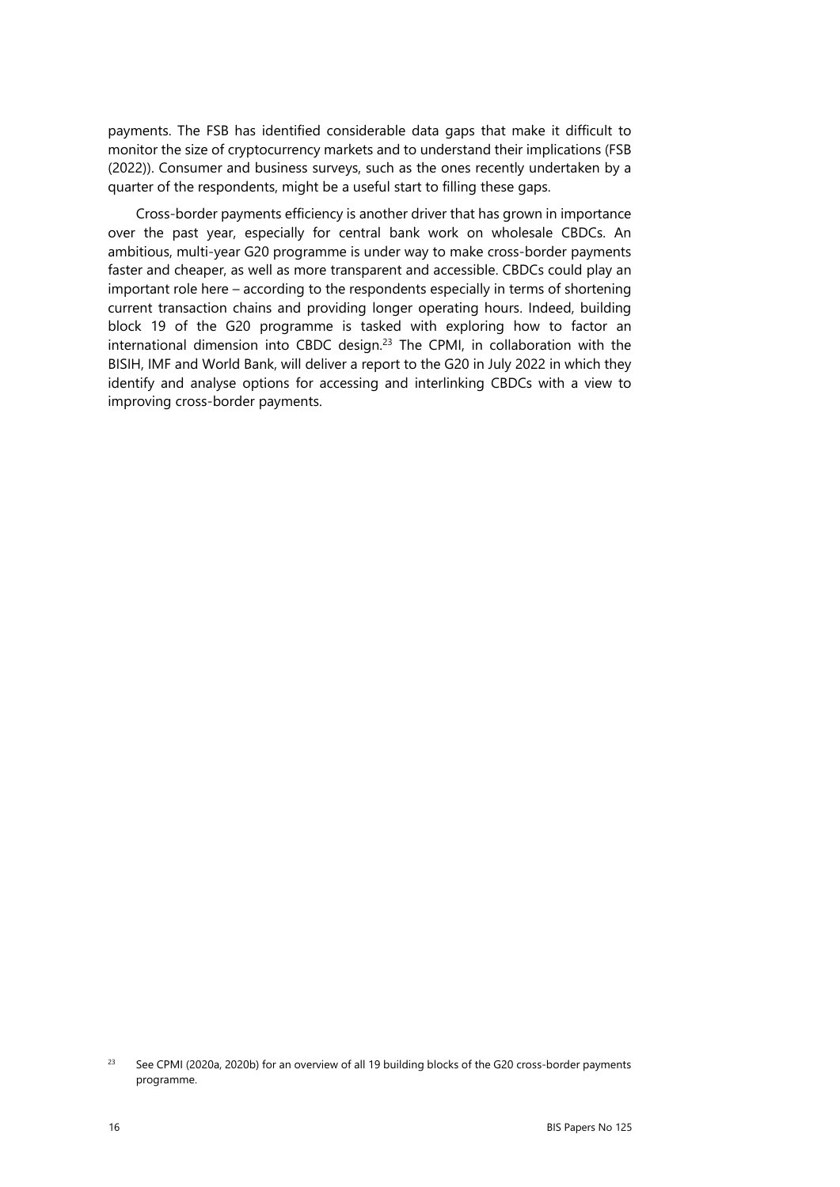payments. The FSB has identified considerable data gaps that make it difficult to monitor the size of cryptocurrency markets and to understand their implications (FSB (2022)). Consumer and business surveys, such as the ones recently undertaken by a quarter of the respondents, might be a useful start to filling these gaps.

Cross-border payments efficiency is another driver that has grown in importance over the past year, especially for central bank work on wholesale CBDCs. An ambitious, multi-year G20 programme is under way to make cross-border payments faster and cheaper, as well as more transparent and accessible. CBDCs could play an important role here – according to the respondents especially in terms of shortening current transaction chains and providing longer operating hours. Indeed, building block 19 of the G20 programme is tasked with exploring how to factor an international dimension into CBDC design.[23] The CPMI, in collaboration with the BISIH, IMF and World Bank, will deliver a report to the G20 in July 2022 in which they identify and analyse options for accessing and interlinking CBDCs with a view to improving cross-border payments.

[23] See CPMI (2020a, 2020b) for an overview of all 19 building blocks of the G20 cross-border payments programme.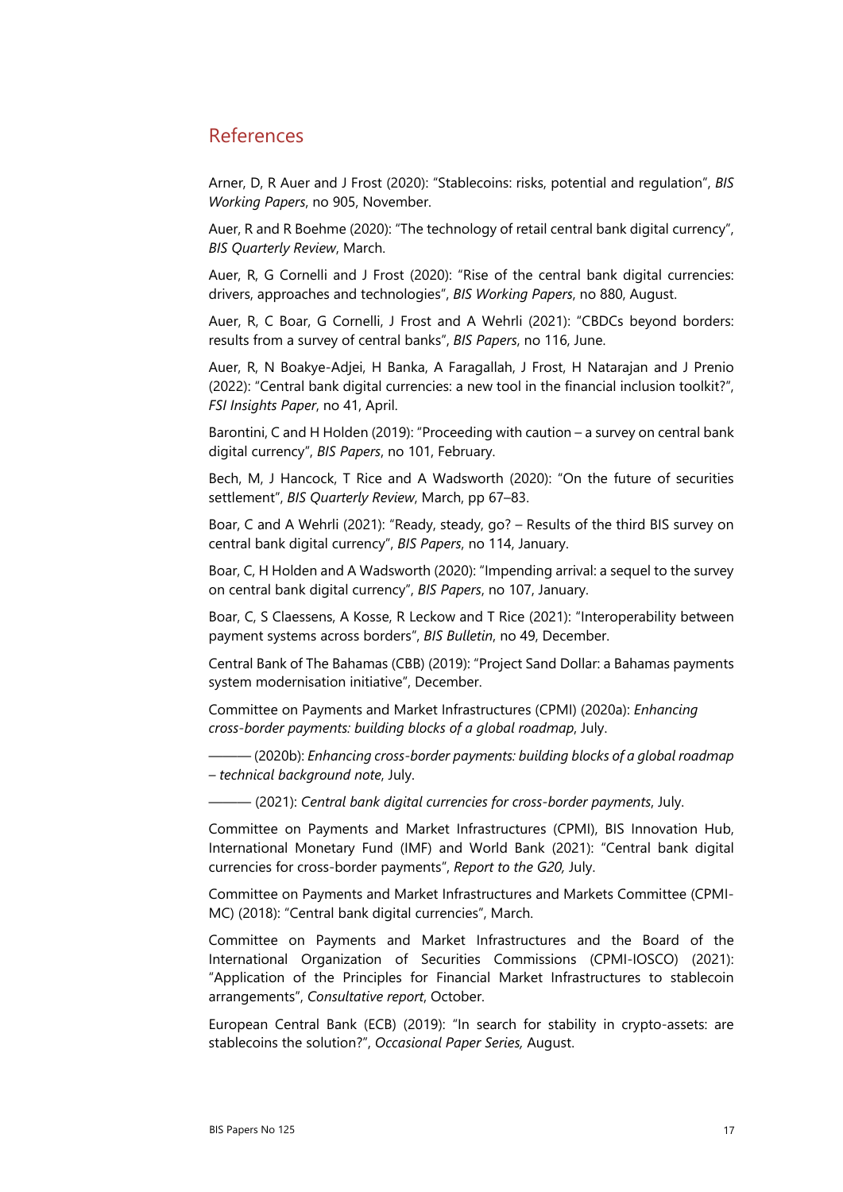## References

Arner, D, R Auer and J Frost (2020): "Stablecoins: risks, potential and regulation", *BIS Working Papers*, no 905, November.

Auer, R and R Boehme (2020): "The technology of retail central bank digital currency", *BIS Quarterly Review*, March.

Auer, R, G Cornelli and J Frost (2020): "Rise of the central bank digital currencies: drivers, approaches and technologies", *BIS Working Papers*, no 880, August.

Auer, R, C Boar, G Cornelli, J Frost and A Wehrli (2021): "CBDCs beyond borders: results from a survey of central banks", *BIS Papers*, no 116, June.

Auer, R, N Boakye-Adjei, H Banka, A Faragallah, J Frost, H Natarajan and J Prenio (2022): "Central bank digital currencies: a new tool in the financial inclusion toolkit?", *FSI Insights Paper*, no 41, April.

Barontini, C and H Holden (2019): "Proceeding with caution – a survey on central bank digital currency", *BIS Papers*, no 101, February.

Bech, M, J Hancock, T Rice and A Wadsworth (2020): "On the future of securities settlement", *BIS Quarterly Review*, March, pp 67–83.

Boar, C and A Wehrli (2021): "Ready, steady, go? – Results of the third BIS survey on central bank digital currency", *BIS Papers*, no 114, January.

Boar, C, H Holden and A Wadsworth (2020): "Impending arrival: a sequel to the survey on central bank digital currency", *BIS Papers*, no 107, January.

Boar, C, S Claessens, A Kosse, R Leckow and T Rice (2021): "Interoperability between payment systems across borders", *BIS Bulletin*, no 49, December.

Central Bank of The Bahamas (CBB) (2019): "Project Sand Dollar: a Bahamas payments system modernisation initiative", December.

Committee on Payments and Market Infrastructures (CPMI) (2020a): *Enhancing cross-border payments: building blocks of a global roadmap*, July.

——— (2020b): *Enhancing cross-border payments: building blocks of a global roadmap – technical background note*, July.

——— (2021): *Central bank digital currencies for cross-border payments*, July.

Committee on Payments and Market Infrastructures (CPMI), BIS Innovation Hub, International Monetary Fund (IMF) and World Bank (2021): "Central bank digital currencies for cross-border payments", *Report to the G20,* July.

Committee on Payments and Market Infrastructures and Markets Committee (CPMI-MC) (2018): "Central bank digital currencies", March.

Committee on Payments and Market Infrastructures and the Board of the International Organization of Securities Commissions (CPMI-IOSCO) (2021): "Application of the Principles for Financial Market Infrastructures to stablecoin arrangements", *Consultative report*, October.

European Central Bank (ECB) (2019): "In search for stability in crypto-assets: are stablecoins the solution?", *Occasional Paper Series,* August.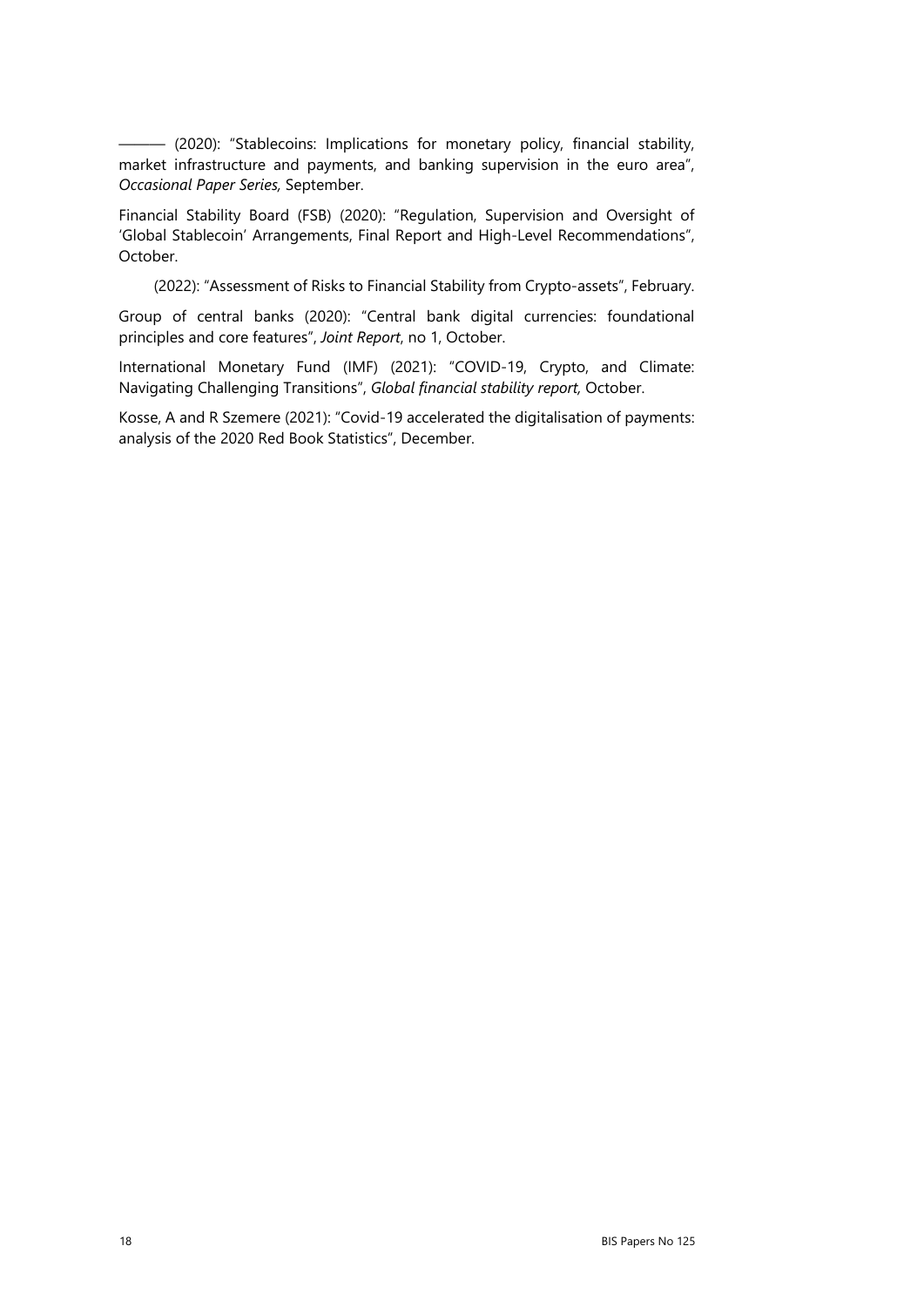——— (2020): "Stablecoins: Implications for monetary policy, financial stability, market infrastructure and payments, and banking supervision in the euro area", *Occasional Paper Series,* September.

Financial Stability Board (FSB) (2020): "Regulation, Supervision and Oversight of 'Global Stablecoin' Arrangements, Final Report and High-Level Recommendations", October.

(2022): "Assessment of Risks to Financial Stability from Crypto-assets", February.

Group of central banks (2020): "Central bank digital currencies: foundational principles and core features", *Joint Report*, no 1, October.

International Monetary Fund (IMF) (2021): "COVID-19, Crypto, and Climate: Navigating Challenging Transitions", *Global financial stability report,* October.

Kosse, A and R Szemere (2021): "Covid-19 accelerated the digitalisation of payments: analysis of the 2020 Red Book Statistics", December.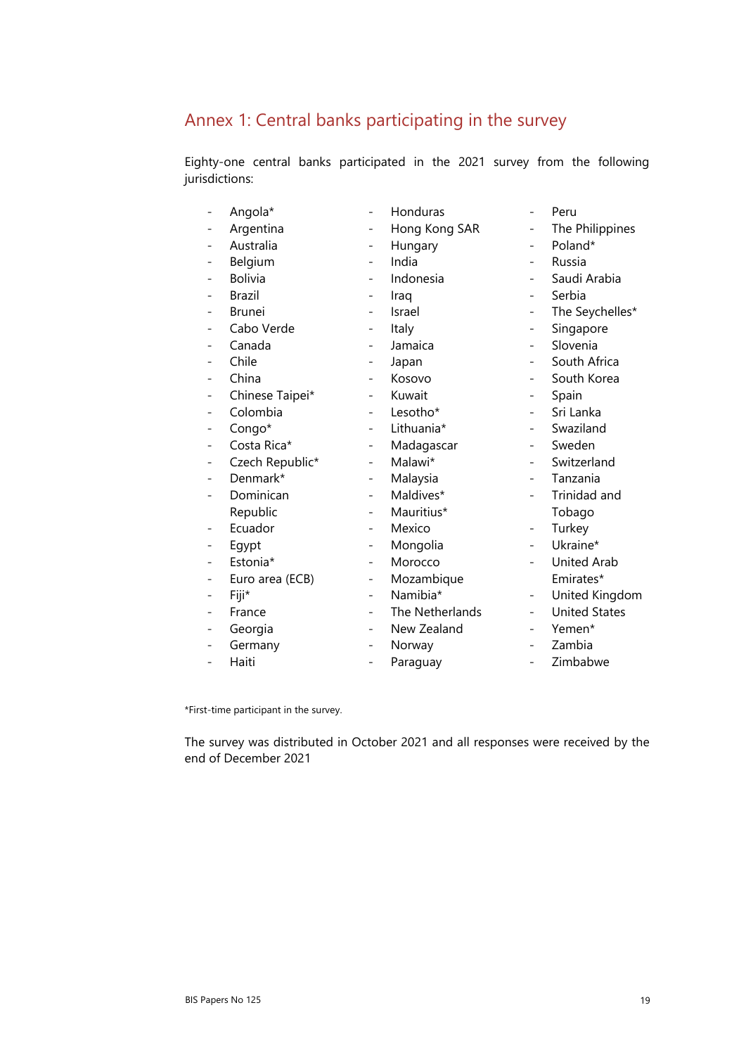## Annex 1: Central banks participating in the survey

Eighty-one central banks participated in the 2021 survey from the following jurisdictions:

- Angola*
- Argentina
- Australia
- Belgium
- Bolivia
- Brazil
- Brunei
- Cabo Verde
- Canada
- Chile
- China
- Chinese Taipei*
- Colombia
- Congo*
- Costa Rica*
- Czech Republic*
- Denmark*
- Dominican Republic
- Ecuador
- Egypt
- Estonia*
- Euro area (ECB)
- Fiji*
- France
- Georgia
- Germany
- Haiti
- Honduras
- Hong Kong SAR
- Hungary
- India
- Indonesia
- Iraq
- Israel
- Italy
- Jamaica
- Japan
- Kosovo
- Kuwait
- Lesotho*
- Lithuania*
- Madagascar
- Malawi*
- Malaysia
- Maldives*
- Mauritius*
- Mexico
- Mongolia
- Morocco
- Mozambique
- Namibia*
- The Netherlands
- New Zealand
- Norway
- Paraguay
- Peru
- The Philippines
- Poland*
- Russia
- Saudi Arabia
- Serbia
- The Seychelles*
- Singapore
- Slovenia
- South Africa
- South Korea
- Spain
- Sri Lanka
- Swaziland
- Sweden
- Switzerland
- Tanzania
- Trinidad and Tobago
- Turkey
- Ukraine*
- United Arab Emirates*
- United Kingdom
- United States
- Yemen*
- Zambia
- Zimbabwe

*First-time participant in the survey.

The survey was distributed in October 2021 and all responses were received by the end of December 2021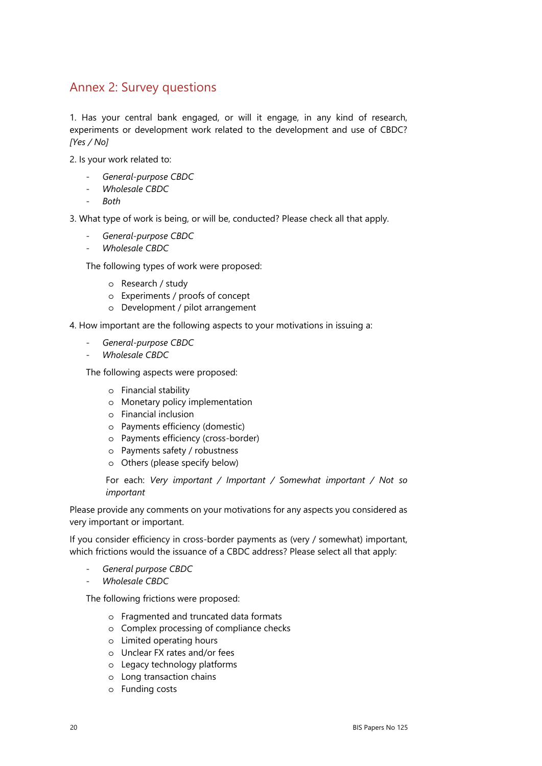## Annex 2: Survey questions

1. Has your central bank engaged, or will it engage, in any kind of research, experiments or development work related to the development and use of CBDC? *[Yes / No]*

2. Is your work related to:

- *General-purpose CBDC*
- *Wholesale CBDC*
- *Both*

3. What type of work is being, or will be, conducted? Please check all that apply.

- *General-purpose CBDC*
- *Wholesale CBDC*

The following types of work were proposed:

- Research / study
- Experiments / proofs of concept
- Development / pilot arrangement

4. How important are the following aspects to your motivations in issuing a:

- *General-purpose CBDC*
- *Wholesale CBDC*

The following aspects were proposed:

- Financial stability
- Monetary policy implementation
- Financial inclusion
- Payments efficiency (domestic)
- Payments efficiency (cross-border)
- Payments safety / robustness
- Others (please specify below)

For each: *Very important / Important / Somewhat important / Not so important*

Please provide any comments on your motivations for any aspects you considered as very important or important.

If you consider efficiency in cross-border payments as (very / somewhat) important, which frictions would the issuance of a CBDC address? Please select all that apply:

- *General purpose CBDC*
- *Wholesale CBDC*

The following frictions were proposed:

- Fragmented and truncated data formats
- Complex processing of compliance checks
- Limited operating hours
- Unclear FX rates and/or fees
- Legacy technology platforms
- Long transaction chains
- Funding costs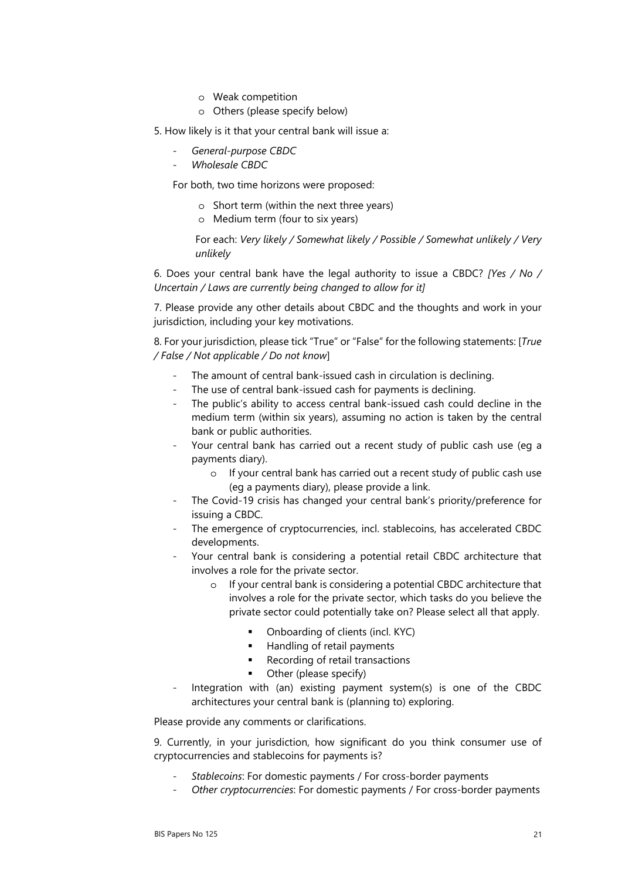- Weak competition
    - Others (please specify below)

5. How likely is it that your central bank will issue a:

- *General-purpose CBDC*
- *Wholesale CBDC*

For both, two time horizons were proposed:

- Short term (within the next three years)
- Medium term (four to six years)

For each: *Very likely / Somewhat likely / Possible / Somewhat unlikely / Very unlikely*

6. Does your central bank have the legal authority to issue a CBDC? *[Yes / No / Uncertain / Laws are currently being changed to allow for it]*

7. Please provide any other details about CBDC and the thoughts and work in your jurisdiction, including your key motivations.

8. For your jurisdiction, please tick "True" or "False" for the following statements: [*True / False / Not applicable / Do not know*]

- The amount of central bank-issued cash in circulation is declining.
- The use of central bank-issued cash for payments is declining.
- The public's ability to access central bank-issued cash could decline in the medium term (within six years), assuming no action is taken by the central bank or public authorities.
- Your central bank has carried out a recent study of public cash use (eg a payments diary).
    - If your central bank has carried out a recent study of public cash use (eg a payments diary), please provide a link.
- The Covid-19 crisis has changed your central bank's priority/preference for issuing a CBDC.
- The emergence of cryptocurrencies, incl. stablecoins, has accelerated CBDC developments.
- Your central bank is considering a potential retail CBDC architecture that involves a role for the private sector.
    - If your central bank is considering a potential CBDC architecture that involves a role for the private sector, which tasks do you believe the private sector could potentially take on? Please select all that apply.
        - Onboarding of clients (incl. KYC)
        - Handling of retail payments
        - Recording of retail transactions
        - Other (please specify)
- Integration with (an) existing payment system(s) is one of the CBDC architectures your central bank is (planning to) exploring.

Please provide any comments or clarifications.

9. Currently, in your jurisdiction, how significant do you think consumer use of cryptocurrencies and stablecoins for payments is?

- *Stablecoins*: For domestic payments / For cross-border payments
- *Other cryptocurrencies*: For domestic payments / For cross-border payments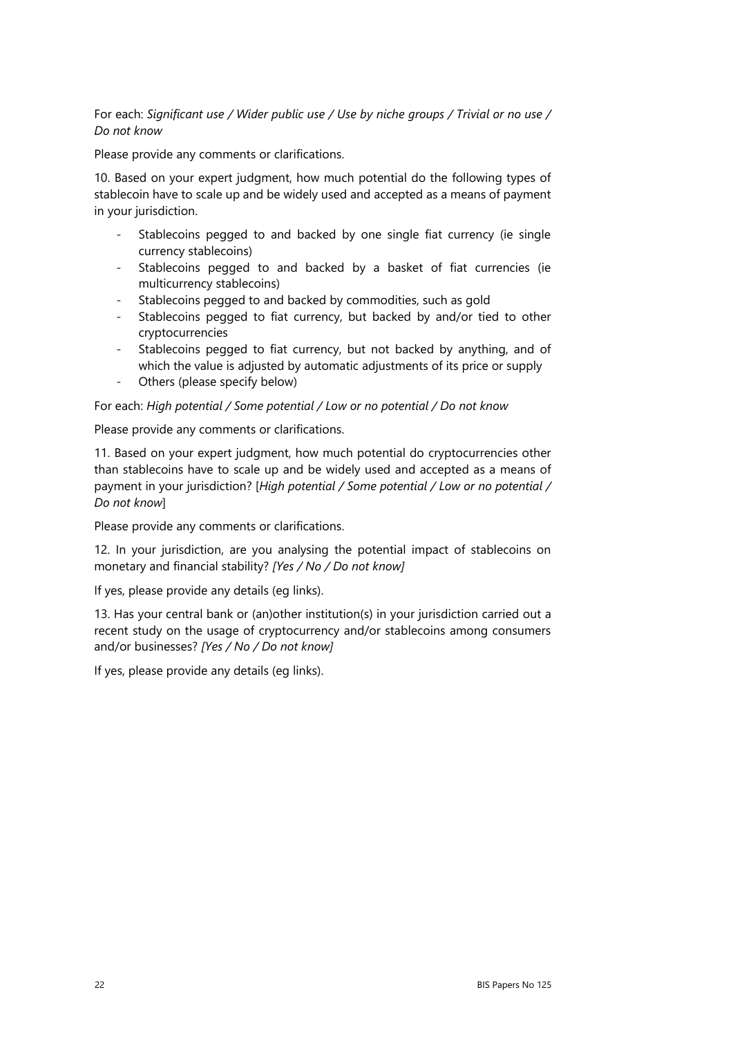For each: *Significant use / Wider public use / Use by niche groups / Trivial or no use / Do not know*

Please provide any comments or clarifications.

10. Based on your expert judgment, how much potential do the following types of stablecoin have to scale up and be widely used and accepted as a means of payment in your jurisdiction.

- Stablecoins pegged to and backed by one single fiat currency (ie single currency stablecoins)
- Stablecoins pegged to and backed by a basket of fiat currencies (ie multicurrency stablecoins)
- Stablecoins pegged to and backed by commodities, such as gold
- Stablecoins pegged to fiat currency, but backed by and/or tied to other cryptocurrencies
- Stablecoins pegged to fiat currency, but not backed by anything, and of which the value is adjusted by automatic adjustments of its price or supply
- Others (please specify below)

For each: *High potential / Some potential / Low or no potential / Do not know*

Please provide any comments or clarifications.

11. Based on your expert judgment, how much potential do cryptocurrencies other than stablecoins have to scale up and be widely used and accepted as a means of payment in your jurisdiction? [*High potential / Some potential / Low or no potential / Do not know*]

Please provide any comments or clarifications.

12. In your jurisdiction, are you analysing the potential impact of stablecoins on monetary and financial stability? *[Yes / No / Do not know]*

If yes, please provide any details (eg links).

13. Has your central bank or (an)other institution(s) in your jurisdiction carried out a recent study on the usage of cryptocurrency and/or stablecoins among consumers and/or businesses? *[Yes / No / Do not know]*

If yes, please provide any details (eg links).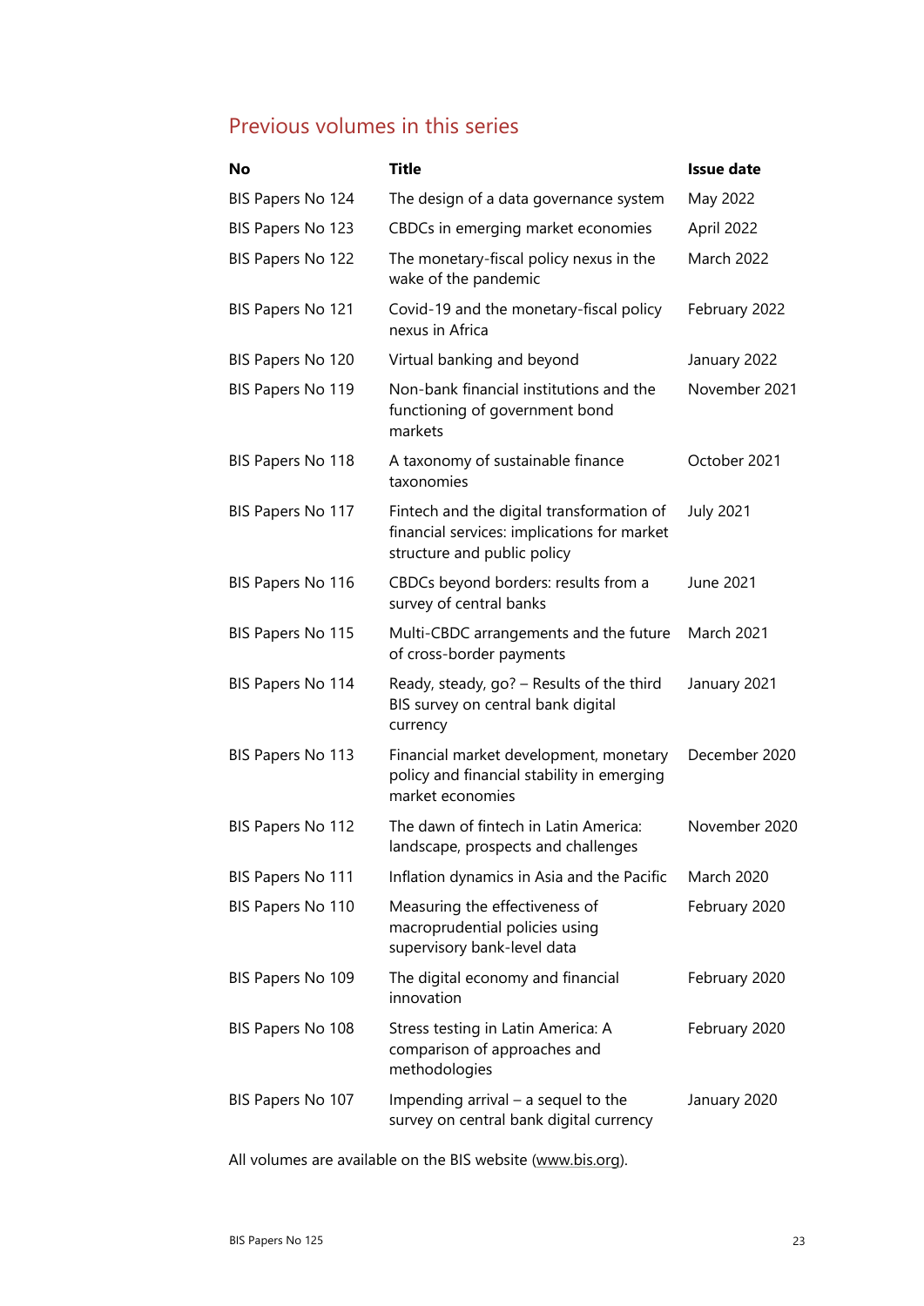## Previous volumes in this series

| No | Title | Issue date |
|---|---|---|
| BIS Papers No 124 | The design of a data governance system | May 2022 |
| BIS Papers No 123 | CBDCs in emerging market economies | April 2022 |
| BIS Papers No 122 | The monetary-fiscal policy nexus in the wake of the pandemic | March 2022 |
| BIS Papers No 121 | Covid-19 and the monetary-fiscal policy nexus in Africa | February 2022 |
| BIS Papers No 120 | Virtual banking and beyond | January 2022 |
| BIS Papers No 119 | Non-bank financial institutions and the functioning of government bond markets | November 2021 |
| BIS Papers No 118 | A taxonomy of sustainable finance taxonomies | October 2021 |
| BIS Papers No 117 | Fintech and the digital transformation of financial services: implications for market structure and public policy | July 2021 |
| BIS Papers No 116 | CBDCs beyond borders: results from a survey of central banks | June 2021 |
| BIS Papers No 115 | Multi-CBDC arrangements and the future of cross-border payments | March 2021 |
| BIS Papers No 114 | Ready, steady, go? – Results of the third BIS survey on central bank digital currency | January 2021 |
| BIS Papers No 113 | Financial market development, monetary policy and financial stability in emerging market economies | December 2020 |
| BIS Papers No 112 | The dawn of fintech in Latin America: landscape, prospects and challenges | November 2020 |
| BIS Papers No 111 | Inflation dynamics in Asia and the Pacific | March 2020 |
| BIS Papers No 110 | Measuring the effectiveness of macroprudential policies using supervisory bank-level data | February 2020 |
| BIS Papers No 109 | The digital economy and financial innovation | February 2020 |
| BIS Papers No 108 | Stress testing in Latin America: A comparison of approaches and methodologies | February 2020 |
| BIS Papers No 107 | Impending arrival – a sequel to the survey on central bank digital currency | January 2020 |

All volumes are available on the BIS website (www.bis.org).